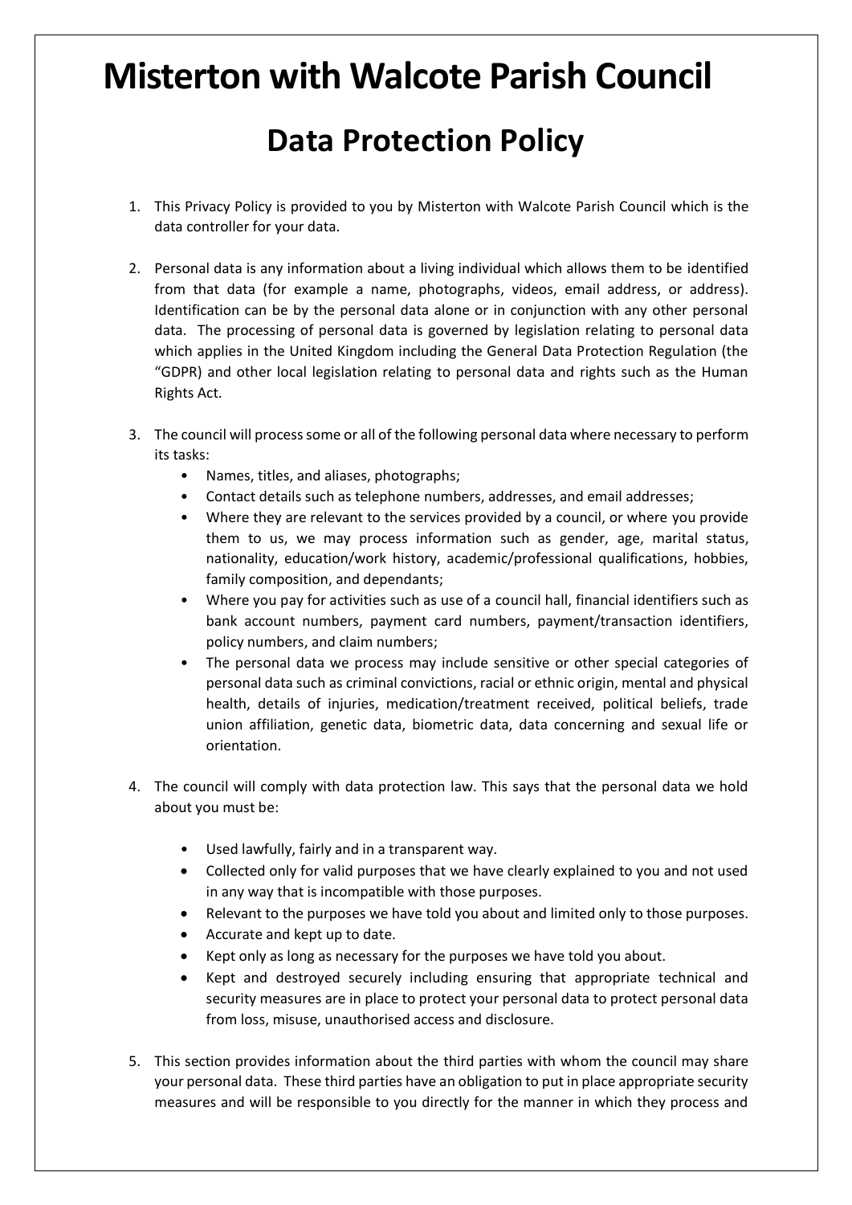# Misterton with Walcote Parish Council

## Data Protection Policy

1. This Privacy Policy is provided to you by Misterton with Walcote Parish Council which is the data controller for your data.

2. Personal data is any information about a living individual which allows them to be identified from that data (for example a name, photographs, videos, email address, or address). Identification can be by the personal data alone or in conjunction with any other personal data. The processing of personal data is governed by legislation relating to personal data which applies in the United Kingdom including the General Data Protection Regulation (the "GDPR) and other local legislation relating to personal data and rights such as the Human Rights Act.

3. The council will process some or all of the following personal data where necessary to perform its tasks:
   - Names, titles, and aliases, photographs;
   - Contact details such as telephone numbers, addresses, and email addresses;
   - Where they are relevant to the services provided by a council, or where you provide them to us, we may process information such as gender, age, marital status, nationality, education/work history, academic/professional qualifications, hobbies, family composition, and dependants;
   - Where you pay for activities such as use of a council hall, financial identifiers such as bank account numbers, payment card numbers, payment/transaction identifiers, policy numbers, and claim numbers;
   - The personal data we process may include sensitive or other special categories of personal data such as criminal convictions, racial or ethnic origin, mental and physical health, details of injuries, medication/treatment received, political beliefs, trade union affiliation, genetic data, biometric data, data concerning and sexual life or orientation.

4. The council will comply with data protection law. This says that the personal data we hold about you must be:

   - Used lawfully, fairly and in a transparent way.
   - Collected only for valid purposes that we have clearly explained to you and not used in any way that is incompatible with those purposes.
   - Relevant to the purposes we have told you about and limited only to those purposes.
   - Accurate and kept up to date.
   - Kept only as long as necessary for the purposes we have told you about.
   - Kept and destroyed securely including ensuring that appropriate technical and security measures are in place to protect your personal data to protect personal data from loss, misuse, unauthorised access and disclosure.

5. This section provides information about the third parties with whom the council may share your personal data. These third parties have an obligation to put in place appropriate security measures and will be responsible to you directly for the manner in which they process and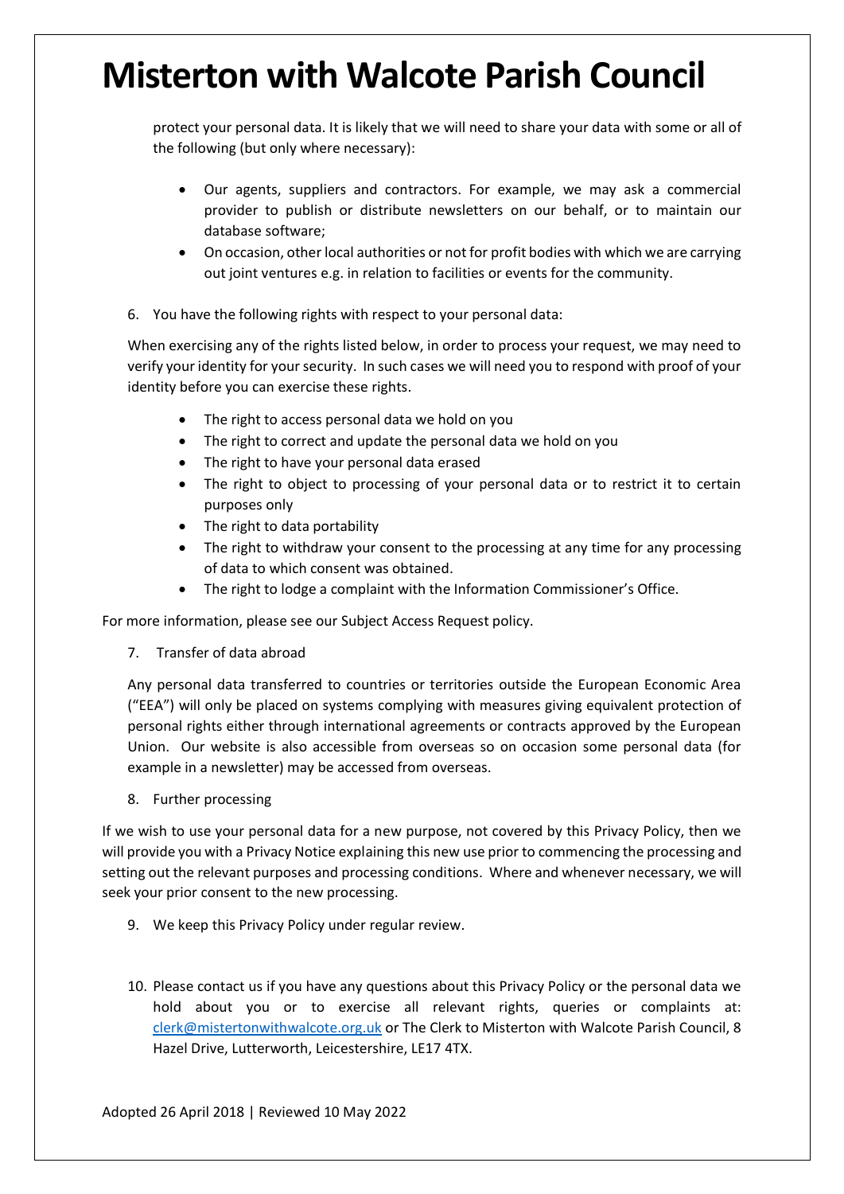protect your personal data. It is likely that we will need to share your data with some or all of the following (but only where necessary):

- Our agents, suppliers and contractors. For example, we may ask a commercial provider to publish or distribute newsletters on our behalf, or to maintain our database software;
- On occasion, other local authorities or not for profit bodies with which we are carrying out joint ventures e.g. in relation to facilities or events for the community.

6. You have the following rights with respect to your personal data:

When exercising any of the rights listed below, in order to process your request, we may need to verify your identity for your security. In such cases we will need you to respond with proof of your identity before you can exercise these rights.

- The right to access personal data we hold on you
- The right to correct and update the personal data we hold on you
- The right to have your personal data erased
- The right to object to processing of your personal data or to restrict it to certain purposes only
- The right to data portability
- The right to withdraw your consent to the processing at any time for any processing of data to which consent was obtained.
- The right to lodge a complaint with the Information Commissioner's Office.

For more information, please see our Subject Access Request policy.

7. Transfer of data abroad

Any personal data transferred to countries or territories outside the European Economic Area ("EEA") will only be placed on systems complying with measures giving equivalent protection of personal rights either through international agreements or contracts approved by the European Union. Our website is also accessible from overseas so on occasion some personal data (for example in a newsletter) may be accessed from overseas.

8. Further processing

If we wish to use your personal data for a new purpose, not covered by this Privacy Policy, then we will provide you with a Privacy Notice explaining this new use prior to commencing the processing and setting out the relevant purposes and processing conditions. Where and whenever necessary, we will seek your prior consent to the new processing.

9. We keep this Privacy Policy under regular review.

10. Please contact us if you have any questions about this Privacy Policy or the personal data we hold about you or to exercise all relevant rights, queries or complaints at: clerk@mistertonwithwalcote.org.uk or The Clerk to Misterton with Walcote Parish Council, 8 Hazel Drive, Lutterworth, Leicestershire, LE17 4TX.

Adopted 26 April 2018 | Reviewed 10 May 2022